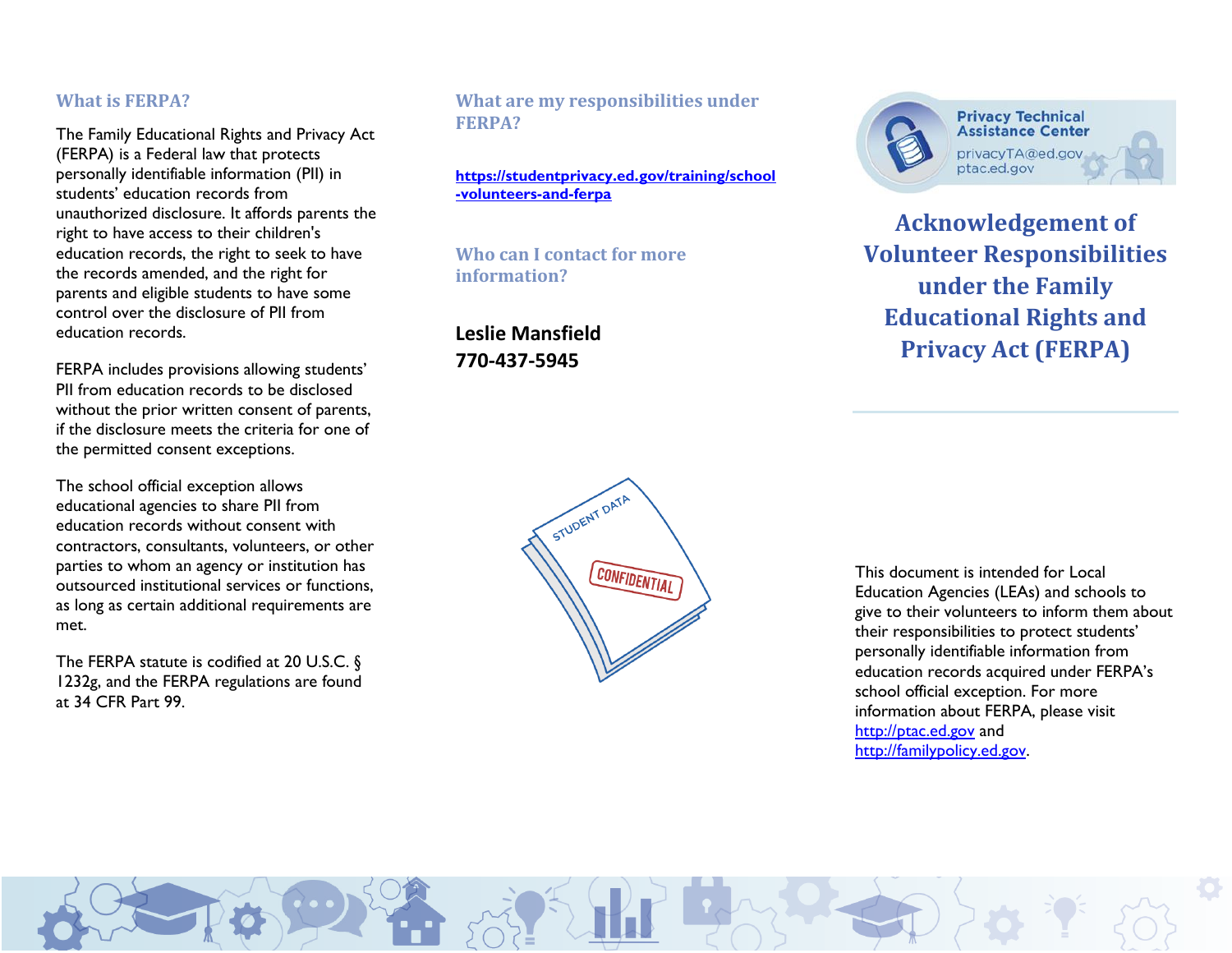## What is FERPA?

The Family Educational Rights and Privacy Act (FERPA) is a Federal law that protects personally identifiable information (PII) in students' education records from unauthorized disclosure. It affords parents the right to have access to their children's education records, the right to seek to have the records amended, and the right for parents and eligible students to have some control over the disclosure of PII from education records.

FERPA includes provisions allowing students' PII from education records to be disclosed without the prior written consent of parents, if the disclosure meets the criteria for one of the permitted consent exceptions.

The school official exception allows educational agencies to share PII from education records without consent with contractors, consultants, volunteers, or other parties to whom an agency or institution has outsourced institutional services or functions, as long as certain additional requirements are met.

The FERPA statute is codified at 20 U.S.C. § 1232g, and the FERPA regulations are found at 34 CFR Part 99.

## What are my responsibilities under FERPA?

**https://studentprivacy.ed.gov/training/school-volunteers-and-ferpa**

## Who can I contact for more information?

**Leslie Mansfield**
**770-437-5945**

Privacy Technical Assistance Center
privacyTA@ed.gov
ptac.ed.gov

# Acknowledgement of Volunteer Responsibilities under the Family Educational Rights and Privacy Act (FERPA)

This document is intended for Local Education Agencies (LEAs) and schools to give to their volunteers to inform them about their responsibilities to protect students' personally identifiable information from education records acquired under FERPA's school official exception. For more information about FERPA, please visit http://ptac.ed.gov and http://familypolicy.ed.gov.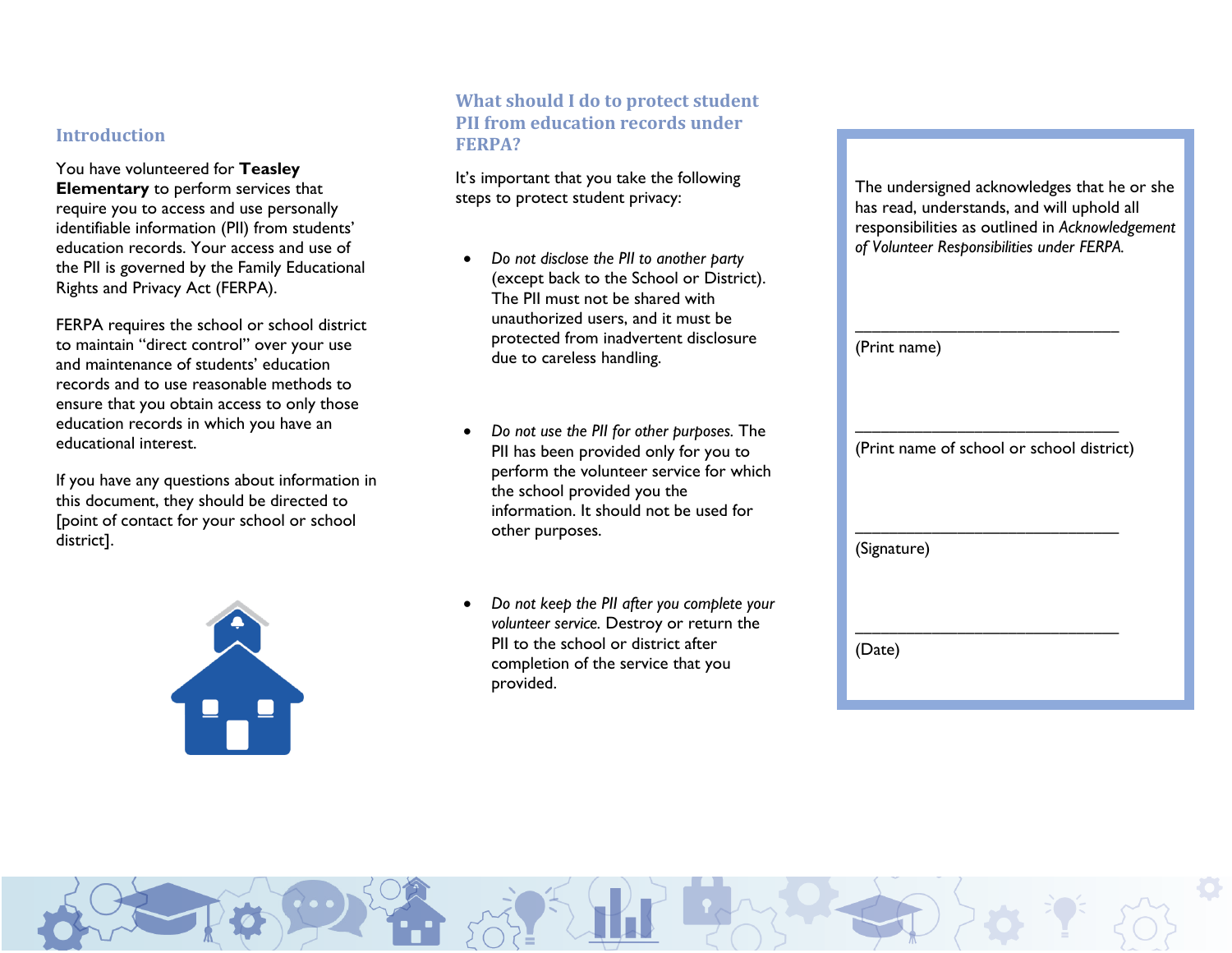## Introduction

You have volunteered for **Teasley Elementary** to perform services that require you to access and use personally identifiable information (PII) from students' education records. Your access and use of the PII is governed by the Family Educational Rights and Privacy Act (FERPA).

FERPA requires the school or school district to maintain "direct control" over your use and maintenance of students' education records and to use reasonable methods to ensure that you obtain access to only those education records in which you have an educational interest.

If you have any questions about information in this document, they should be directed to [point of contact for your school or school district].

## What should I do to protect student PII from education records under FERPA?

It's important that you take the following steps to protect student privacy:

- *Do not disclose the PII to another party* (except back to the School or District). The PII must not be shared with unauthorized users, and it must be protected from inadvertent disclosure due to careless handling.
- *Do not use the PII for other purposes.* The PII has been provided only for you to perform the volunteer service for which the school provided you the information. It should not be used for other purposes.
- *Do not keep the PII after you complete your volunteer service.* Destroy or return the PII to the school or district after completion of the service that you provided.

The undersigned acknowledges that he or she has read, understands, and will uphold all responsibilities as outlined in *Acknowledgement of Volunteer Responsibilities under FERPA.*

\_\_\_\_\_\_\_\_\_\_\_\_\_\_\_\_\_\_\_\_\_\_\_\_\_\_\_\_\_\_\_\_
(Print name)

\_\_\_\_\_\_\_\_\_\_\_\_\_\_\_\_\_\_\_\_\_\_\_\_\_\_\_\_\_\_\_\_
(Print name of school or school district)

\_\_\_\_\_\_\_\_\_\_\_\_\_\_\_\_\_\_\_\_\_\_\_\_\_\_\_\_\_\_\_\_
(Signature)

\_\_\_\_\_\_\_\_\_\_\_\_\_\_\_\_\_\_\_\_\_\_\_\_\_\_\_\_\_\_\_\_
(Date)